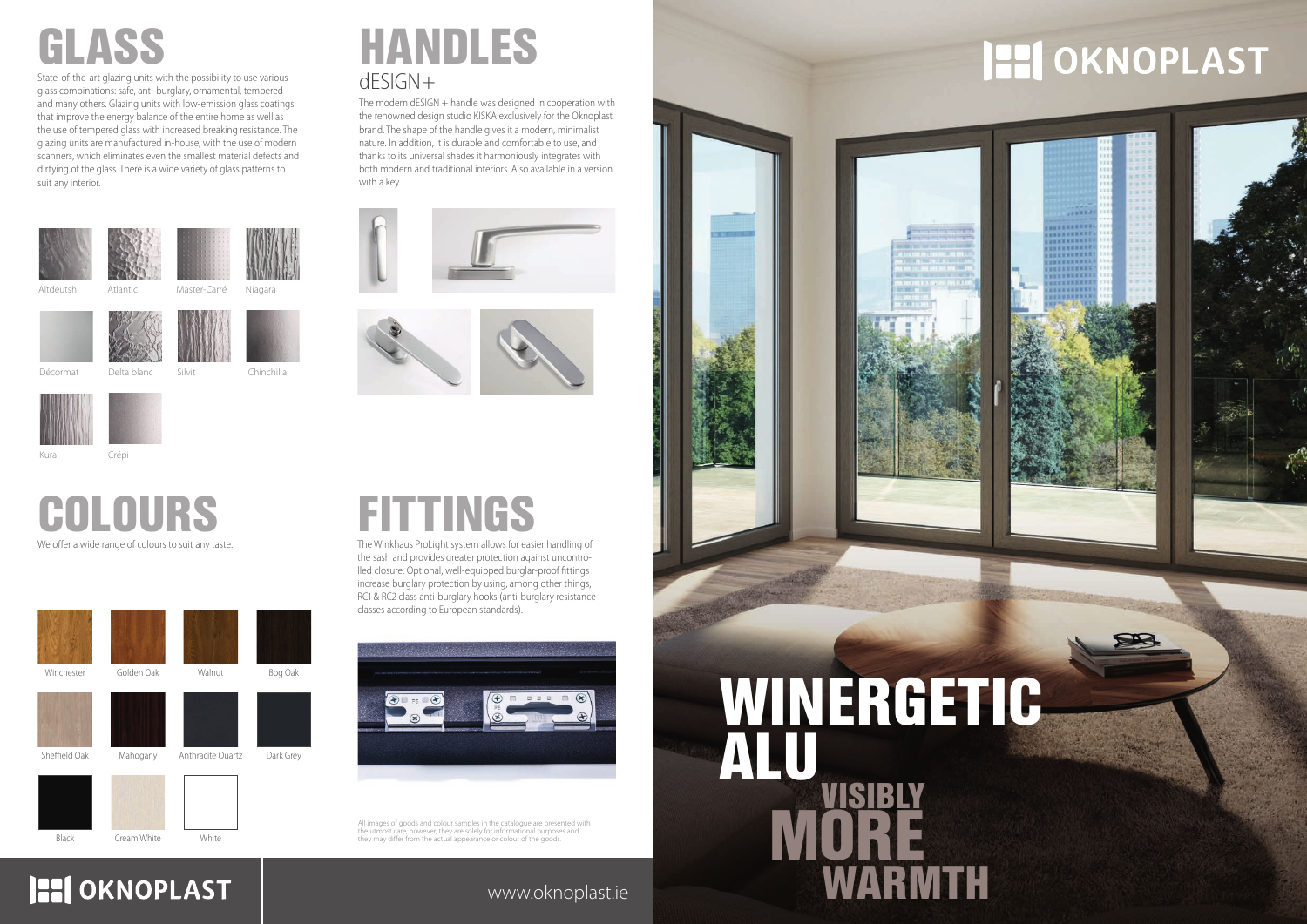# GLASS

State-of-the-art glazing units with the possibility to use various glass combinations: safe, anti-burglary, ornamental, tempered and many others. Glazing units with low-emission glass coatings that improve the energy balance of the entire home as well as the use of tempered glass with increased breaking resistance. The glazing units are manufactured in-house, with the use of modern scanners, which eliminates even the smallest material defects and dirtying of the glass. There is a wide variety of glass patterns to suit any interior.

Altdeutsh, Atlantic, Master-Carré, Niagara, Décormat, Delta blanc, Silvit, Chinchilla, Kura, Crépi

# COLOURS

We offer a wide range of colours to suit any taste.

Winchester, Golden Oak, Walnut, Bog Oak, Sheffield Oak, Mahogany, Anthracite Quartz, Dark Grey, Black, Cream White, White

# HANDLES

## dESIGN+

The modern dESIGN + handle was designed in cooperation with the renowned design studio KISKA exclusively for the Oknoplast brand. The shape of the handle gives it a modern, minimalist nature. In addition, it is durable and comfortable to use, and thanks to its universal shades it harmoniously integrates with both modern and traditional interiors. Also available in a version with a key.

# FITTINGS

The Winkhaus ProLight system allows for easier handling of the sash and provides greater protection against uncontrolled closure. Optional, well-equipped burglar-proof fittings increase burglary protection by using, among other things, RC1 & RC2 class anti-burglary hooks (anti-burglary resistance classes according to European standards).

All images of goods and colour samples in the catalogue are presented with the utmost care, however, they are solely for informational purposes and they may differ from the actual appearance or colour of the goods.

OKNOPLAST

www.oknoplast.ie

OKNOPLAST

# WINERGETIC ALU

VISIBLY MORE WARMTH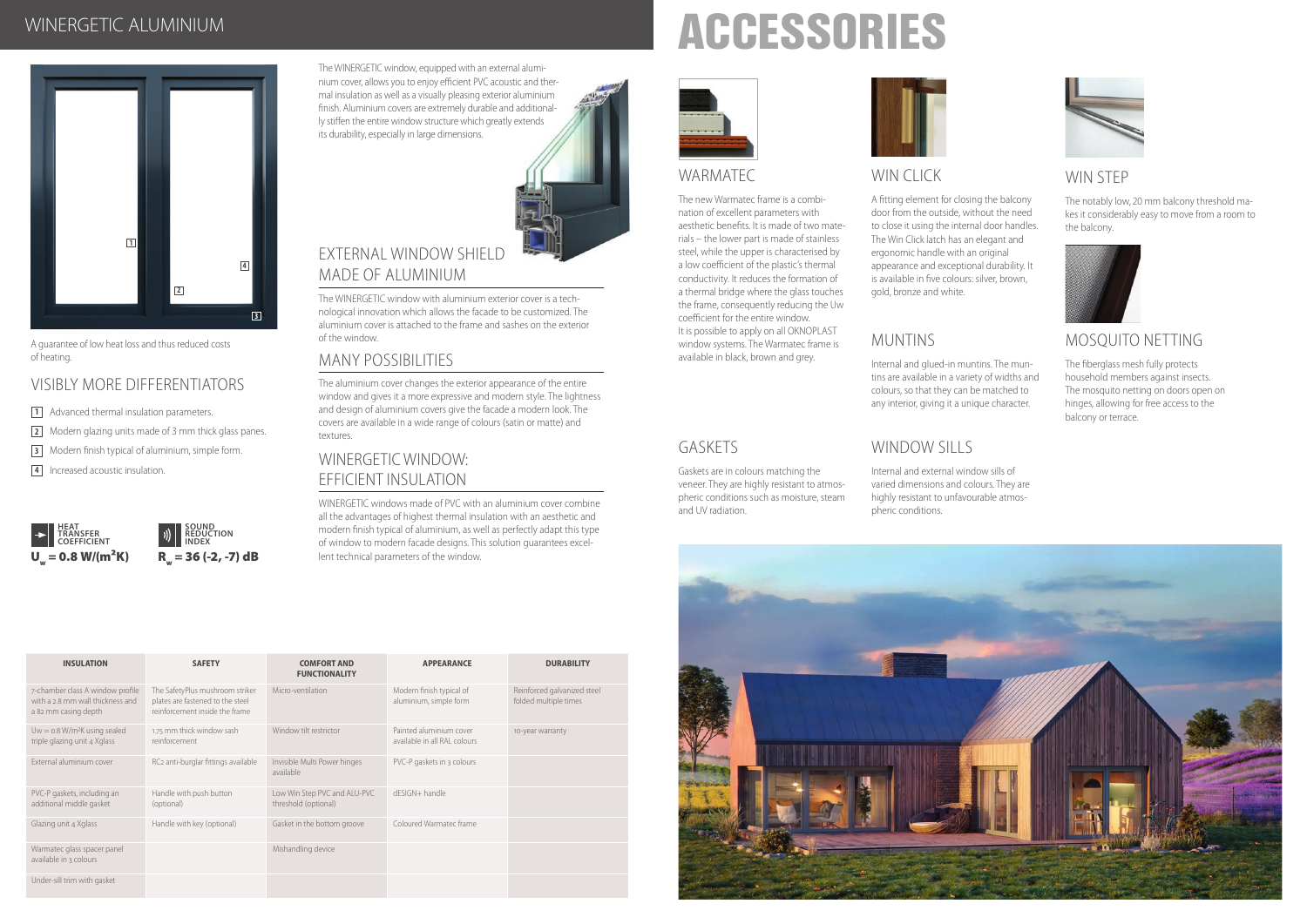# WINERGETIC ALUMINIUM

A guarantee of low heat loss and thus reduced costs of heating.

## VISIBLY MORE DIFFERENTIATORS

1. Advanced thermal insulation parameters.
2. Modern glazing units made of 3 mm thick glass panes.
3. Modern finish typical of aluminium, simple form.
4. Increased acoustic insulation.

**HEAT TRANSFER COEFFICIENT**
$U_w = 0.8\ W/(m^2K)$

**SOUND REDUCTION INDEX**
$R_w = 36\ (-2, -7)\ dB$

The WINERGETIC window, equipped with an external aluminium cover, allows you to enjoy efficient PVC acoustic and thermal insulation as well as a visually pleasing exterior aluminium finish. Aluminium covers are extremely durable and additionally stiffen the entire window structure which greatly extends its durability, especially in large dimensions.

## EXTERNAL WINDOW SHIELD MADE OF ALUMINIUM

The WINERGETIC window with aluminium exterior cover is a technological innovation which allows the facade to be customized. The aluminium cover is attached to the frame and sashes on the exterior of the window.

## MANY POSSIBILITIES

The aluminium cover changes the exterior appearance of the entire window and gives it a more expressive and modern style. The lightness and design of aluminium covers give the facade a modern look. The covers are available in a wide range of colours (satin or matte) and textures.

## WINERGETIC WINDOW: EFFICIENT INSULATION

WINERGETIC windows made of PVC with an aluminium cover combine all the advantages of highest thermal insulation with an aesthetic and modern finish typical of aluminium, as well as perfectly adapt this type of window to modern facade designs. This solution guarantees excellent technical parameters of the window.

| INSULATION | SAFETY | COMFORT AND FUNCTIONALITY | APPEARANCE | DURABILITY |
| --- | --- | --- | --- | --- |
| 7-chamber class A window profile with a 2.8 mm wall thickness and a 82 mm casing depth | The SafetyPlus mushroom striker plates are fastened to the steel reinforcement inside the frame | Micro-ventilation | Modern finish typical of aluminium, simple form | Reinforced galvanized steel folded multiple times |
| Uw = 0.8 W/m²K using sealed triple glazing unit 4 Xglass | 1.75 mm thick window sash reinforcement | Window tilt restrictor | Painted aluminium cover available in all RAL colours | 10-year warranty |
| External aluminium cover | RC2 anti-burglar fittings available | Invisible Multi Power hinges available | PVC-P gaskets in 3 colours | |
| PVC-P gaskets, including an additional middle gasket | Handle with push button (optional) | Low Win Step PVC and ALU-PVC threshold (optional) | dESIGN+ handle | |
| Glazing unit 4 Xglass | Handle with key (optional) | Gasket in the bottom groove | Coloured Warmatec frame | |
| Warmatec glass spacer panel available in 3 colours | | Mishandling device | | |
| Under-sill trim with gasket | | | | |

# ACCESSORIES

## WARMATEC

The new Warmatec frame is a combination of excellent parameters with aesthetic benefits. It is made of two materials – the lower part is made of stainless steel, while the upper is characterised by a low coefficient of the plastic's thermal conductivity. It reduces the formation of a thermal bridge where the glass touches the frame, consequently reducing the Uw coefficient for the entire window. It is possible to apply on all OKNOPLAST window systems. The Warmatec frame is available in black, brown and grey.

## WIN CLICK

A fitting element for closing the balcony door from the outside, without the need to close it using the internal door handles. The Win Click latch has an elegant and ergonomic handle with an original appearance and exceptional durability. It is available in five colours: silver, brown, gold, bronze and white.

## WIN STEP

The notably low, 20 mm balcony threshold makes it considerably easy to move from a room to the balcony.

## MUNTINS

Internal and glued-in muntins. The muntins are available in a variety of widths and colours, so that they can be matched to any interior, giving it a unique character.

## MOSQUITO NETTING

The fiberglass mesh fully protects household members against insects. The mosquito netting on doors open on hinges, allowing for free access to the balcony or terrace.

## GASKETS

Gaskets are in colours matching the veneer. They are highly resistant to atmospheric conditions such as moisture, steam and UV radiation.

## WINDOW SILLS

Internal and external window sills of varied dimensions and colours. They are highly resistant to unfavourable atmospheric conditions.